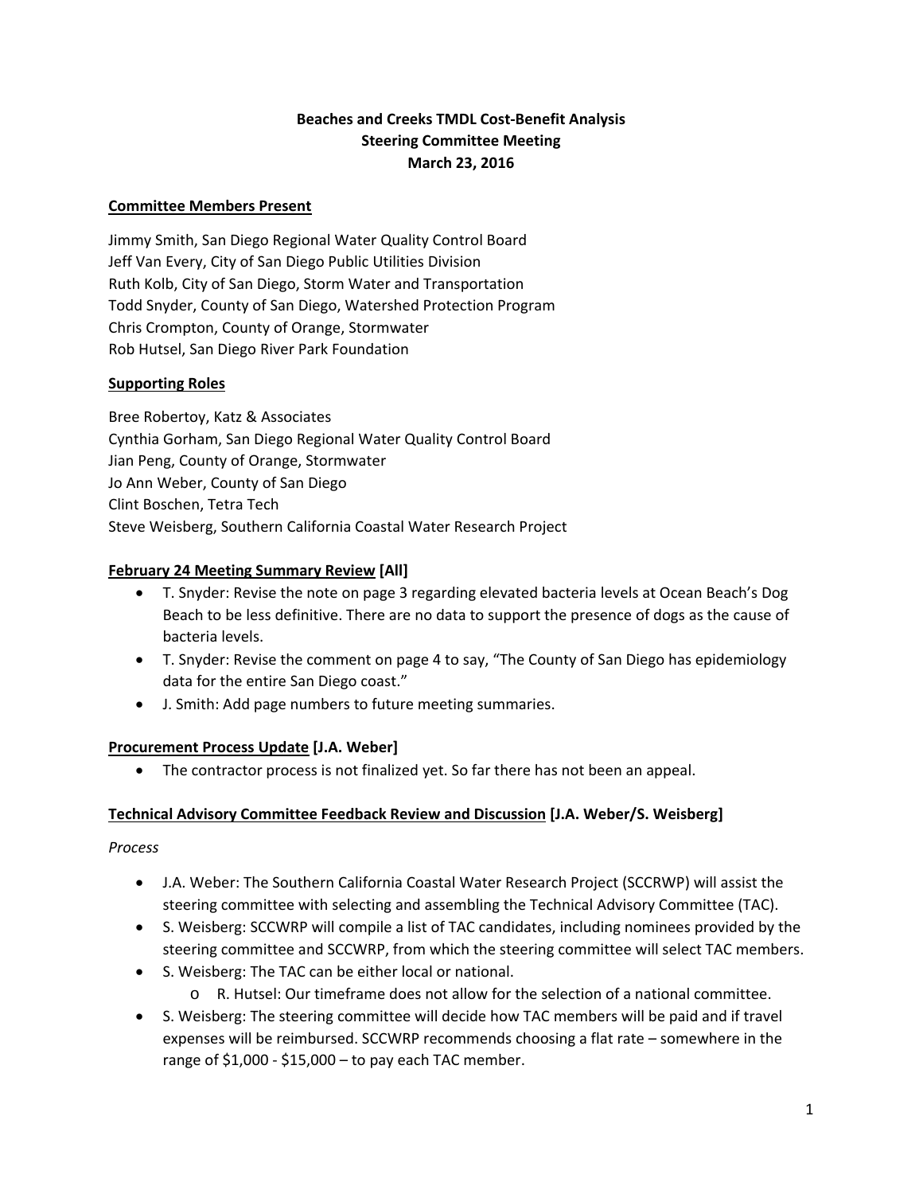**Beaches and Creeks TMDL Cost-Benefit Analysis**
**Steering Committee Meeting**
**March 23, 2016**

**Committee Members Present**

Jimmy Smith, San Diego Regional Water Quality Control Board
Jeff Van Every, City of San Diego Public Utilities Division
Ruth Kolb, City of San Diego, Storm Water and Transportation
Todd Snyder, County of San Diego, Watershed Protection Program
Chris Crompton, County of Orange, Stormwater
Rob Hutsel, San Diego River Park Foundation

**Supporting Roles**

Bree Robertoy, Katz & Associates
Cynthia Gorham, San Diego Regional Water Quality Control Board
Jian Peng, County of Orange, Stormwater
Jo Ann Weber, County of San Diego
Clint Boschen, Tetra Tech
Steve Weisberg, Southern California Coastal Water Research Project

**February 24 Meeting Summary Review [All]**

- T. Snyder: Revise the note on page 3 regarding elevated bacteria levels at Ocean Beach's Dog Beach to be less definitive. There are no data to support the presence of dogs as the cause of bacteria levels.
- T. Snyder: Revise the comment on page 4 to say, "The County of San Diego has epidemiology data for the entire San Diego coast."
- J. Smith: Add page numbers to future meeting summaries.

**Procurement Process Update [J.A. Weber]**

- The contractor process is not finalized yet. So far there has not been an appeal.

**Technical Advisory Committee Feedback Review and Discussion [J.A. Weber/S. Weisberg]**

*Process*

- J.A. Weber: The Southern California Coastal Water Research Project (SCCRWP) will assist the steering committee with selecting and assembling the Technical Advisory Committee (TAC).
- S. Weisberg: SCCWRP will compile a list of TAC candidates, including nominees provided by the steering committee and SCCWRP, from which the steering committee will select TAC members.
- S. Weisberg: The TAC can be either local or national.
  - R. Hutsel: Our timeframe does not allow for the selection of a national committee.
- S. Weisberg: The steering committee will decide how TAC members will be paid and if travel expenses will be reimbursed. SCCWRP recommends choosing a flat rate – somewhere in the range of $1,000 - $15,000 – to pay each TAC member.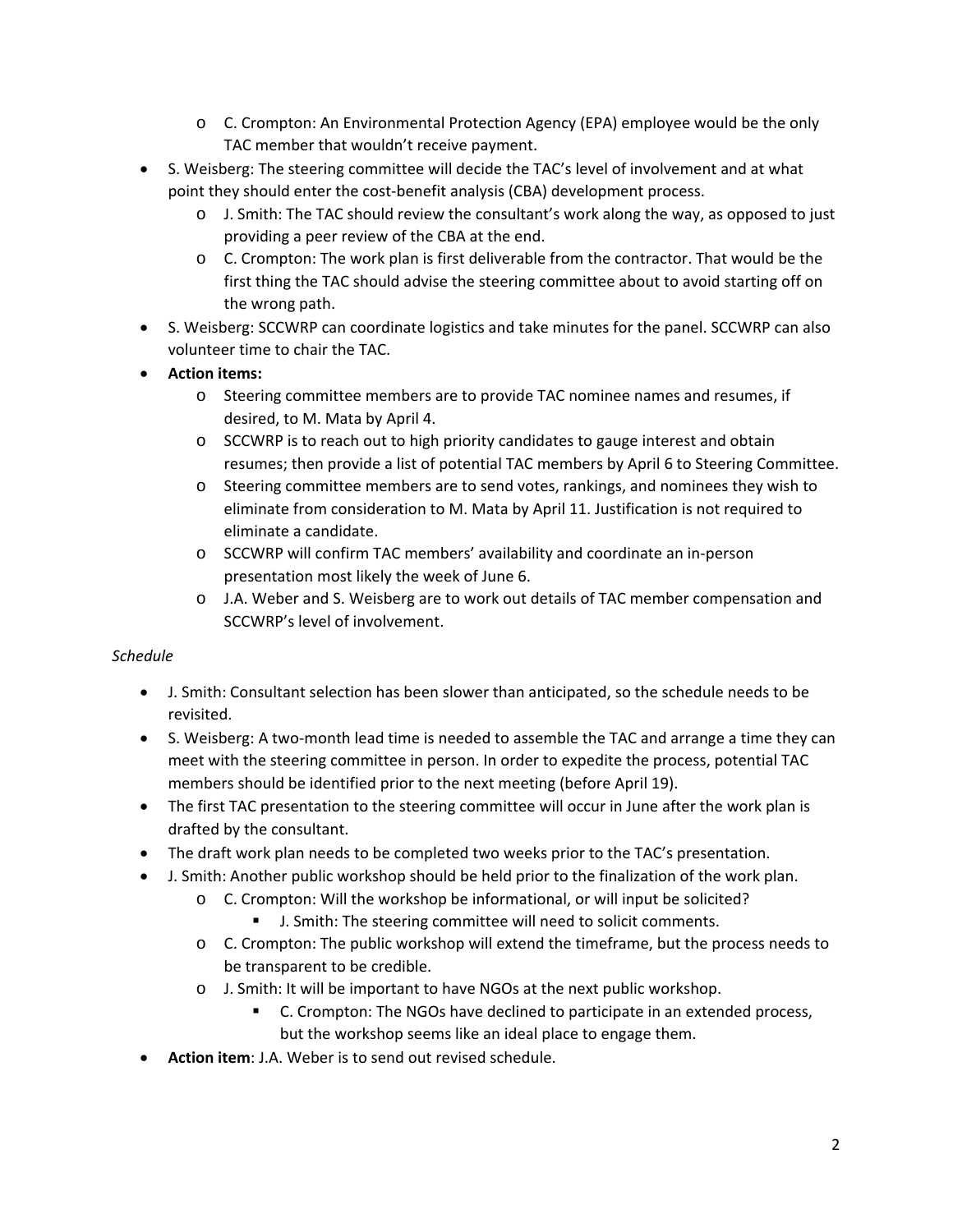- C. Crompton: An Environmental Protection Agency (EPA) employee would be the only TAC member that wouldn't receive payment.
- S. Weisberg: The steering committee will decide the TAC's level of involvement and at what point they should enter the cost-benefit analysis (CBA) development process.
  - J. Smith: The TAC should review the consultant's work along the way, as opposed to just providing a peer review of the CBA at the end.
  - C. Crompton: The work plan is first deliverable from the contractor. That would be the first thing the TAC should advise the steering committee about to avoid starting off on the wrong path.
- S. Weisberg: SCCWRP can coordinate logistics and take minutes for the panel. SCCWRP can also volunteer time to chair the TAC.
- **Action items:**
  - Steering committee members are to provide TAC nominee names and resumes, if desired, to M. Mata by April 4.
  - SCCWRP is to reach out to high priority candidates to gauge interest and obtain resumes; then provide a list of potential TAC members by April 6 to Steering Committee.
  - Steering committee members are to send votes, rankings, and nominees they wish to eliminate from consideration to M. Mata by April 11. Justification is not required to eliminate a candidate.
  - SCCWRP will confirm TAC members' availability and coordinate an in-person presentation most likely the week of June 6.
  - J.A. Weber and S. Weisberg are to work out details of TAC member compensation and SCCWRP's level of involvement.

*Schedule*

- J. Smith: Consultant selection has been slower than anticipated, so the schedule needs to be revisited.
- S. Weisberg: A two-month lead time is needed to assemble the TAC and arrange a time they can meet with the steering committee in person. In order to expedite the process, potential TAC members should be identified prior to the next meeting (before April 19).
- The first TAC presentation to the steering committee will occur in June after the work plan is drafted by the consultant.
- The draft work plan needs to be completed two weeks prior to the TAC's presentation.
- J. Smith: Another public workshop should be held prior to the finalization of the work plan.
  - C. Crompton: Will the workshop be informational, or will input be solicited?
    - J. Smith: The steering committee will need to solicit comments.
  - C. Crompton: The public workshop will extend the timeframe, but the process needs to be transparent to be credible.
  - J. Smith: It will be important to have NGOs at the next public workshop.
    - C. Crompton: The NGOs have declined to participate in an extended process, but the workshop seems like an ideal place to engage them.
- **Action item**: J.A. Weber is to send out revised schedule.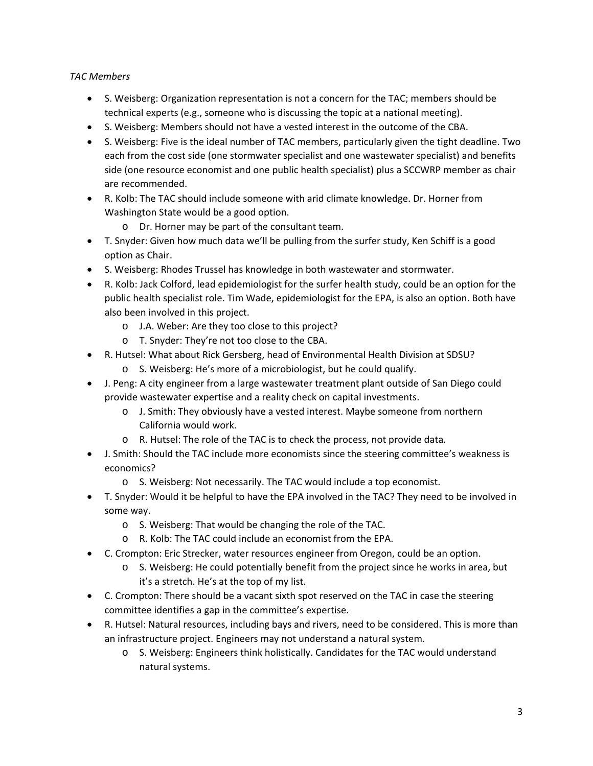*TAC Members*

- S. Weisberg: Organization representation is not a concern for the TAC; members should be technical experts (e.g., someone who is discussing the topic at a national meeting).
- S. Weisberg: Members should not have a vested interest in the outcome of the CBA.
- S. Weisberg: Five is the ideal number of TAC members, particularly given the tight deadline. Two each from the cost side (one stormwater specialist and one wastewater specialist) and benefits side (one resource economist and one public health specialist) plus a SCCWRP member as chair are recommended.
- R. Kolb: The TAC should include someone with arid climate knowledge. Dr. Horner from Washington State would be a good option.
  - Dr. Horner may be part of the consultant team.
- T. Snyder: Given how much data we'll be pulling from the surfer study, Ken Schiff is a good option as Chair.
- S. Weisberg: Rhodes Trussel has knowledge in both wastewater and stormwater.
- R. Kolb: Jack Colford, lead epidemiologist for the surfer health study, could be an option for the public health specialist role. Tim Wade, epidemiologist for the EPA, is also an option. Both have also been involved in this project.
  - J.A. Weber: Are they too close to this project?
  - T. Snyder: They're not too close to the CBA.
- R. Hutsel: What about Rick Gersberg, head of Environmental Health Division at SDSU?
  - S. Weisberg: He's more of a microbiologist, but he could qualify.
- J. Peng: A city engineer from a large wastewater treatment plant outside of San Diego could provide wastewater expertise and a reality check on capital investments.
  - J. Smith: They obviously have a vested interest. Maybe someone from northern California would work.
  - R. Hutsel: The role of the TAC is to check the process, not provide data.
- J. Smith: Should the TAC include more economists since the steering committee's weakness is economics?
  - S. Weisberg: Not necessarily. The TAC would include a top economist.
- T. Snyder: Would it be helpful to have the EPA involved in the TAC? They need to be involved in some way.
  - S. Weisberg: That would be changing the role of the TAC.
  - R. Kolb: The TAC could include an economist from the EPA.
- C. Crompton: Eric Strecker, water resources engineer from Oregon, could be an option.
  - S. Weisberg: He could potentially benefit from the project since he works in area, but it's a stretch. He's at the top of my list.
- C. Crompton: There should be a vacant sixth spot reserved on the TAC in case the steering committee identifies a gap in the committee's expertise.
- R. Hutsel: Natural resources, including bays and rivers, need to be considered. This is more than an infrastructure project. Engineers may not understand a natural system.
  - S. Weisberg: Engineers think holistically. Candidates for the TAC would understand natural systems.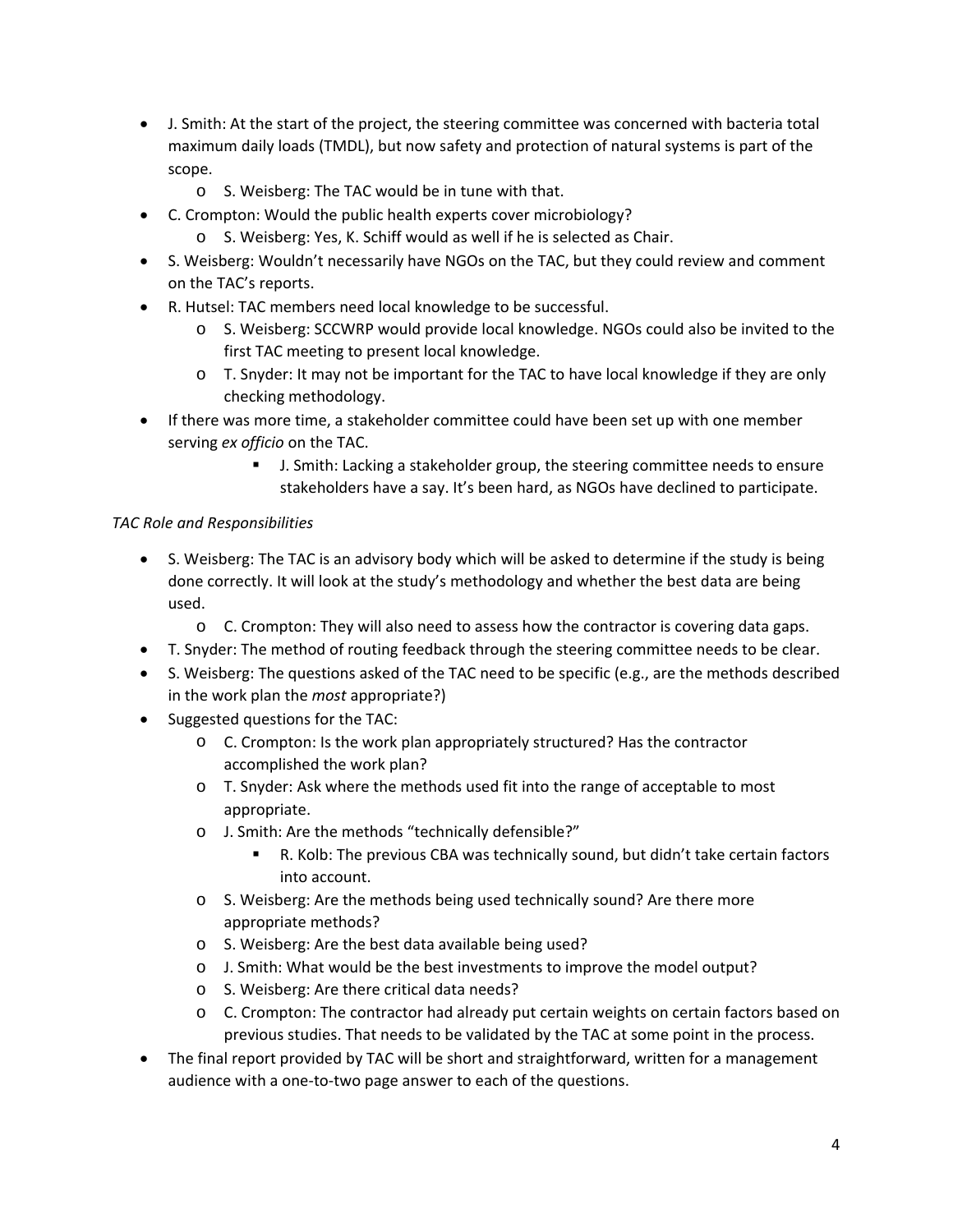- J. Smith: At the start of the project, the steering committee was concerned with bacteria total maximum daily loads (TMDL), but now safety and protection of natural systems is part of the scope.
  - S. Weisberg: The TAC would be in tune with that.
- C. Crompton: Would the public health experts cover microbiology?
  - S. Weisberg: Yes, K. Schiff would as well if he is selected as Chair.
- S. Weisberg: Wouldn't necessarily have NGOs on the TAC, but they could review and comment on the TAC's reports.
- R. Hutsel: TAC members need local knowledge to be successful.
  - S. Weisberg: SCCWRP would provide local knowledge. NGOs could also be invited to the first TAC meeting to present local knowledge.
  - T. Snyder: It may not be important for the TAC to have local knowledge if they are only checking methodology.
- If there was more time, a stakeholder committee could have been set up with one member serving *ex officio* on the TAC.
    - J. Smith: Lacking a stakeholder group, the steering committee needs to ensure stakeholders have a say. It's been hard, as NGOs have declined to participate.

*TAC Role and Responsibilities*

- S. Weisberg: The TAC is an advisory body which will be asked to determine if the study is being done correctly. It will look at the study's methodology and whether the best data are being used.
  - C. Crompton: They will also need to assess how the contractor is covering data gaps.
- T. Snyder: The method of routing feedback through the steering committee needs to be clear.
- S. Weisberg: The questions asked of the TAC need to be specific (e.g., are the methods described in the work plan the *most* appropriate?)
- Suggested questions for the TAC:
  - C. Crompton: Is the work plan appropriately structured? Has the contractor accomplished the work plan?
  - T. Snyder: Ask where the methods used fit into the range of acceptable to most appropriate.
  - J. Smith: Are the methods "technically defensible?"
    - R. Kolb: The previous CBA was technically sound, but didn't take certain factors into account.
  - S. Weisberg: Are the methods being used technically sound? Are there more appropriate methods?
  - S. Weisberg: Are the best data available being used?
  - J. Smith: What would be the best investments to improve the model output?
  - S. Weisberg: Are there critical data needs?
  - C. Crompton: The contractor had already put certain weights on certain factors based on previous studies. That needs to be validated by the TAC at some point in the process.
- The final report provided by TAC will be short and straightforward, written for a management audience with a one-to-two page answer to each of the questions.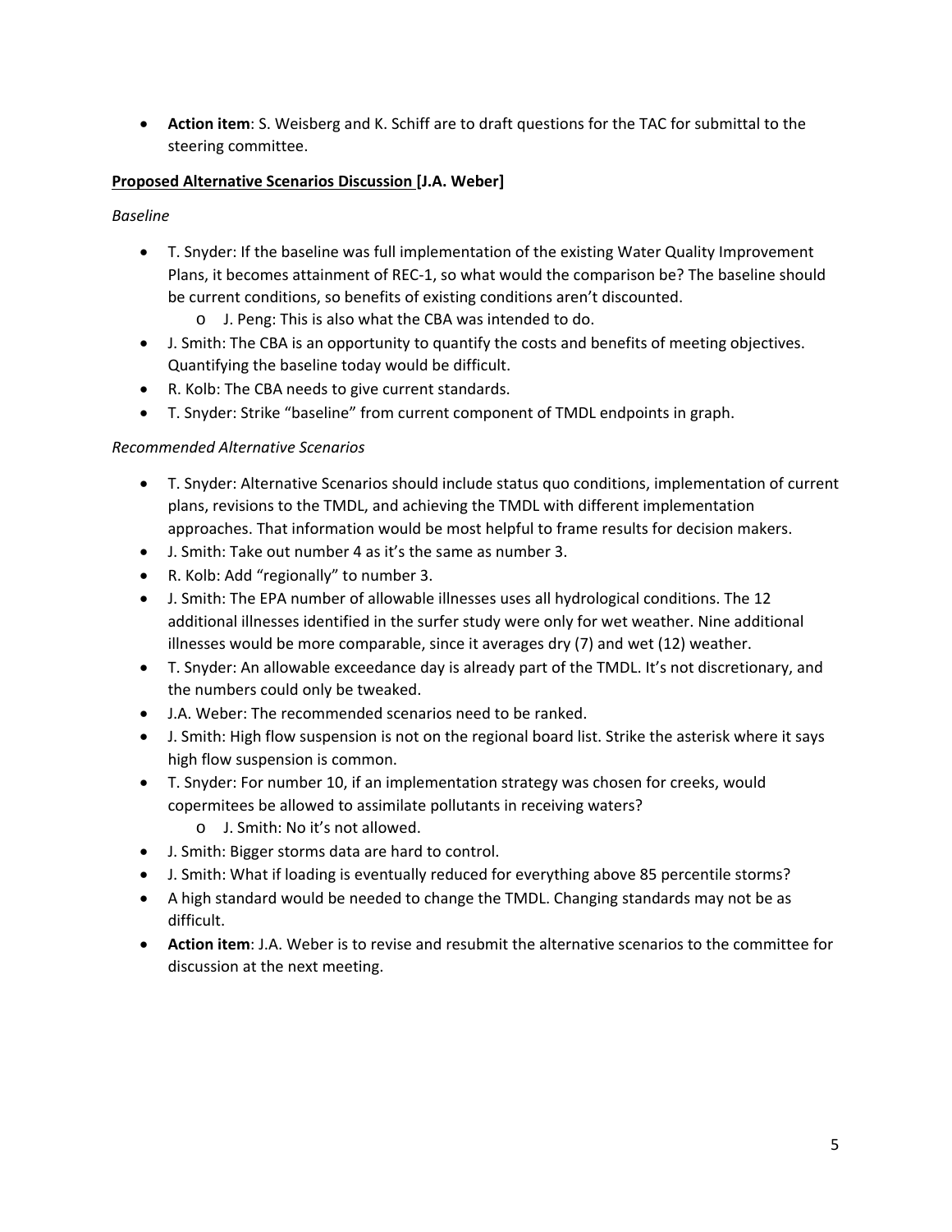- **Action item**: S. Weisberg and K. Schiff are to draft questions for the TAC for submittal to the steering committee.

**Proposed Alternative Scenarios Discussion [J.A. Weber]**

*Baseline*

- T. Snyder: If the baseline was full implementation of the existing Water Quality Improvement Plans, it becomes attainment of REC-1, so what would the comparison be? The baseline should be current conditions, so benefits of existing conditions aren't discounted.
  - J. Peng: This is also what the CBA was intended to do.
- J. Smith: The CBA is an opportunity to quantify the costs and benefits of meeting objectives. Quantifying the baseline today would be difficult.
- R. Kolb: The CBA needs to give current standards.
- T. Snyder: Strike "baseline" from current component of TMDL endpoints in graph.

*Recommended Alternative Scenarios*

- T. Snyder: Alternative Scenarios should include status quo conditions, implementation of current plans, revisions to the TMDL, and achieving the TMDL with different implementation approaches. That information would be most helpful to frame results for decision makers.
- J. Smith: Take out number 4 as it's the same as number 3.
- R. Kolb: Add "regionally" to number 3.
- J. Smith: The EPA number of allowable illnesses uses all hydrological conditions. The 12 additional illnesses identified in the surfer study were only for wet weather. Nine additional illnesses would be more comparable, since it averages dry (7) and wet (12) weather.
- T. Snyder: An allowable exceedance day is already part of the TMDL. It's not discretionary, and the numbers could only be tweaked.
- J.A. Weber: The recommended scenarios need to be ranked.
- J. Smith: High flow suspension is not on the regional board list. Strike the asterisk where it says high flow suspension is common.
- T. Snyder: For number 10, if an implementation strategy was chosen for creeks, would copermitees be allowed to assimilate pollutants in receiving waters?
  - J. Smith: No it's not allowed.
- J. Smith: Bigger storms data are hard to control.
- J. Smith: What if loading is eventually reduced for everything above 85 percentile storms?
- A high standard would be needed to change the TMDL. Changing standards may not be as difficult.
- **Action item**: J.A. Weber is to revise and resubmit the alternative scenarios to the committee for discussion at the next meeting.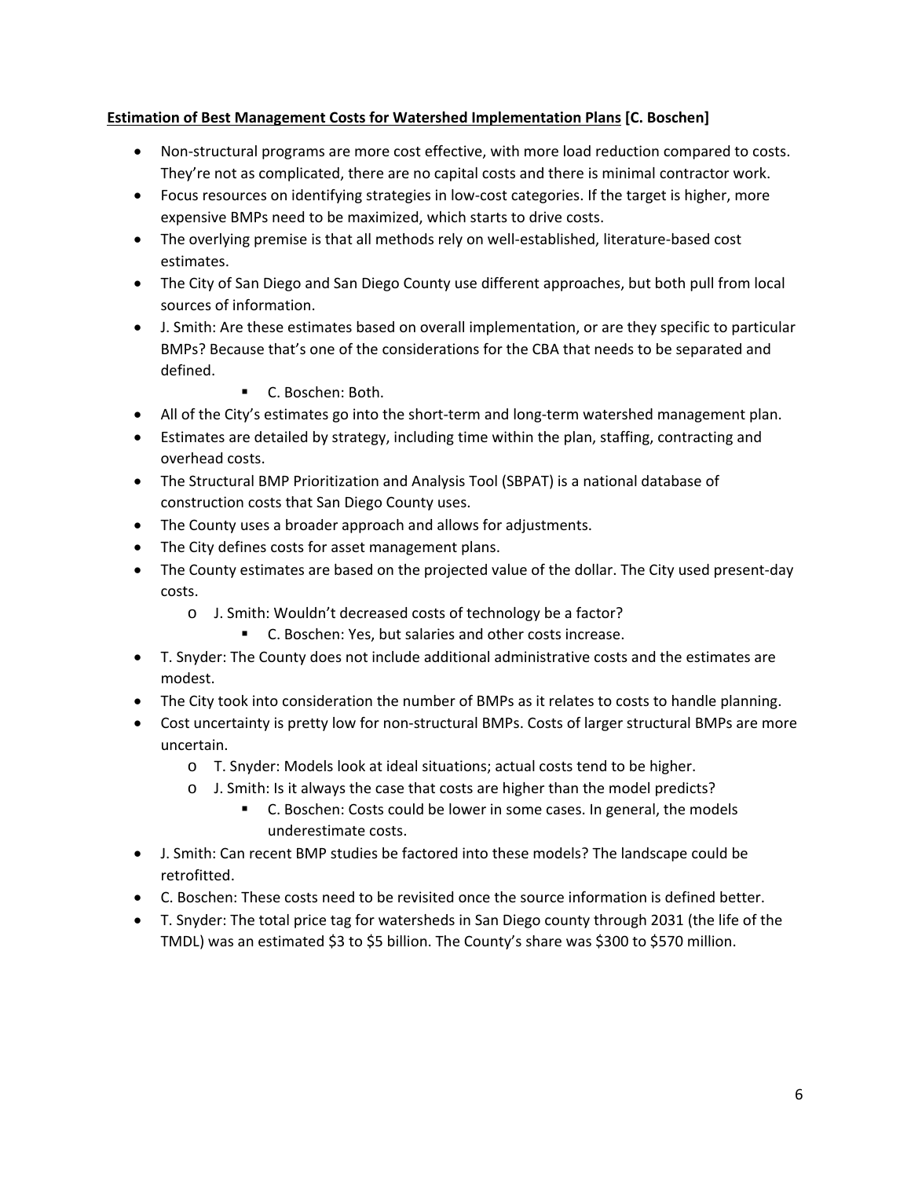**<u>Estimation of Best Management Costs for Watershed Implementation Plans</u> [C. Boschen]**

- Non-structural programs are more cost effective, with more load reduction compared to costs. They're not as complicated, there are no capital costs and there is minimal contractor work.
- Focus resources on identifying strategies in low-cost categories. If the target is higher, more expensive BMPs need to be maximized, which starts to drive costs.
- The overlying premise is that all methods rely on well-established, literature-based cost estimates.
- The City of San Diego and San Diego County use different approaches, but both pull from local sources of information.
- J. Smith: Are these estimates based on overall implementation, or are they specific to particular BMPs? Because that's one of the considerations for the CBA that needs to be separated and defined.
    - C. Boschen: Both.
- All of the City's estimates go into the short-term and long-term watershed management plan.
- Estimates are detailed by strategy, including time within the plan, staffing, contracting and overhead costs.
- The Structural BMP Prioritization and Analysis Tool (SBPAT) is a national database of construction costs that San Diego County uses.
- The County uses a broader approach and allows for adjustments.
- The City defines costs for asset management plans.
- The County estimates are based on the projected value of the dollar. The City used present-day costs.
    - J. Smith: Wouldn't decreased costs of technology be a factor?
        - C. Boschen: Yes, but salaries and other costs increase.
- T. Snyder: The County does not include additional administrative costs and the estimates are modest.
- The City took into consideration the number of BMPs as it relates to costs to handle planning.
- Cost uncertainty is pretty low for non-structural BMPs. Costs of larger structural BMPs are more uncertain.
    - T. Snyder: Models look at ideal situations; actual costs tend to be higher.
    - J. Smith: Is it always the case that costs are higher than the model predicts?
        - C. Boschen: Costs could be lower in some cases. In general, the models underestimate costs.
- J. Smith: Can recent BMP studies be factored into these models? The landscape could be retrofitted.
- C. Boschen: These costs need to be revisited once the source information is defined better.
- T. Snyder: The total price tag for watersheds in San Diego county through 2031 (the life of the TMDL) was an estimated $3 to $5 billion. The County's share was $300 to $570 million.